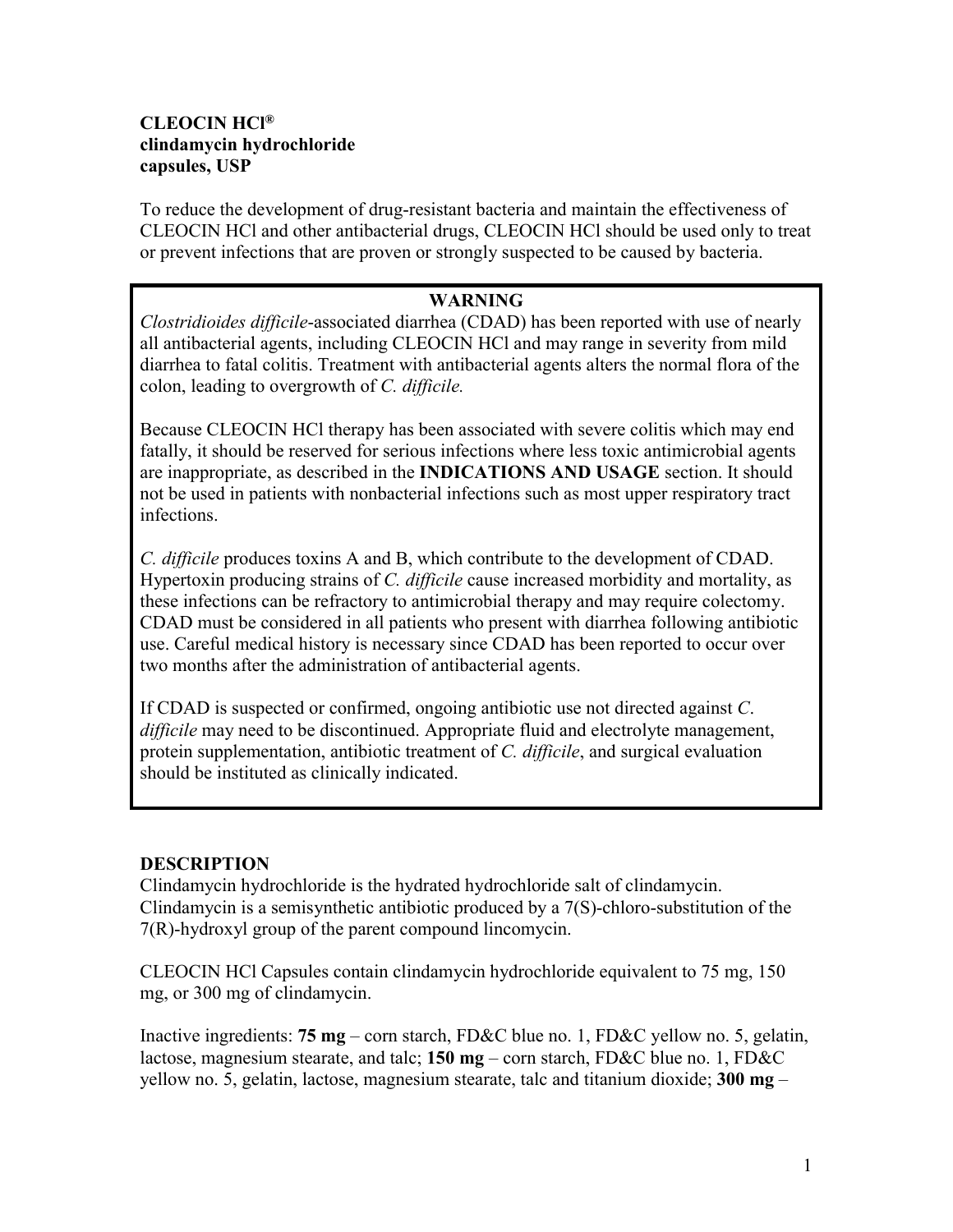**CLEOCIN HCl®**
**clindamycin hydrochloride**
**capsules, USP**

To reduce the development of drug-resistant bacteria and maintain the effectiveness of CLEOCIN HCl and other antibacterial drugs, CLEOCIN HCl should be used only to treat or prevent infections that are proven or strongly suspected to be caused by bacteria.

> **WARNING**
>
> *Clostridioides difficile*-associated diarrhea (CDAD) has been reported with use of nearly all antibacterial agents, including CLEOCIN HCl and may range in severity from mild diarrhea to fatal colitis. Treatment with antibacterial agents alters the normal flora of the colon, leading to overgrowth of *C. difficile.*
>
> Because CLEOCIN HCl therapy has been associated with severe colitis which may end fatally, it should be reserved for serious infections where less toxic antimicrobial agents are inappropriate, as described in the **INDICATIONS AND USAGE** section. It should not be used in patients with nonbacterial infections such as most upper respiratory tract infections.
>
> *C. difficile* produces toxins A and B, which contribute to the development of CDAD. Hypertoxin producing strains of *C. difficile* cause increased morbidity and mortality, as these infections can be refractory to antimicrobial therapy and may require colectomy. CDAD must be considered in all patients who present with diarrhea following antibiotic use. Careful medical history is necessary since CDAD has been reported to occur over two months after the administration of antibacterial agents.
>
> If CDAD is suspected or confirmed, ongoing antibiotic use not directed against *C. difficile* may need to be discontinued. Appropriate fluid and electrolyte management, protein supplementation, antibiotic treatment of *C. difficile*, and surgical evaluation should be instituted as clinically indicated.

## DESCRIPTION

Clindamycin hydrochloride is the hydrated hydrochloride salt of clindamycin. Clindamycin is a semisynthetic antibiotic produced by a 7(S)-chloro-substitution of the 7(R)-hydroxyl group of the parent compound lincomycin.

CLEOCIN HCl Capsules contain clindamycin hydrochloride equivalent to 75 mg, 150 mg, or 300 mg of clindamycin.

Inactive ingredients: **75 mg** – corn starch, FD&C blue no. 1, FD&C yellow no. 5, gelatin, lactose, magnesium stearate, and talc; **150 mg** – corn starch, FD&C blue no. 1, FD&C yellow no. 5, gelatin, lactose, magnesium stearate, talc and titanium dioxide; **300 mg** –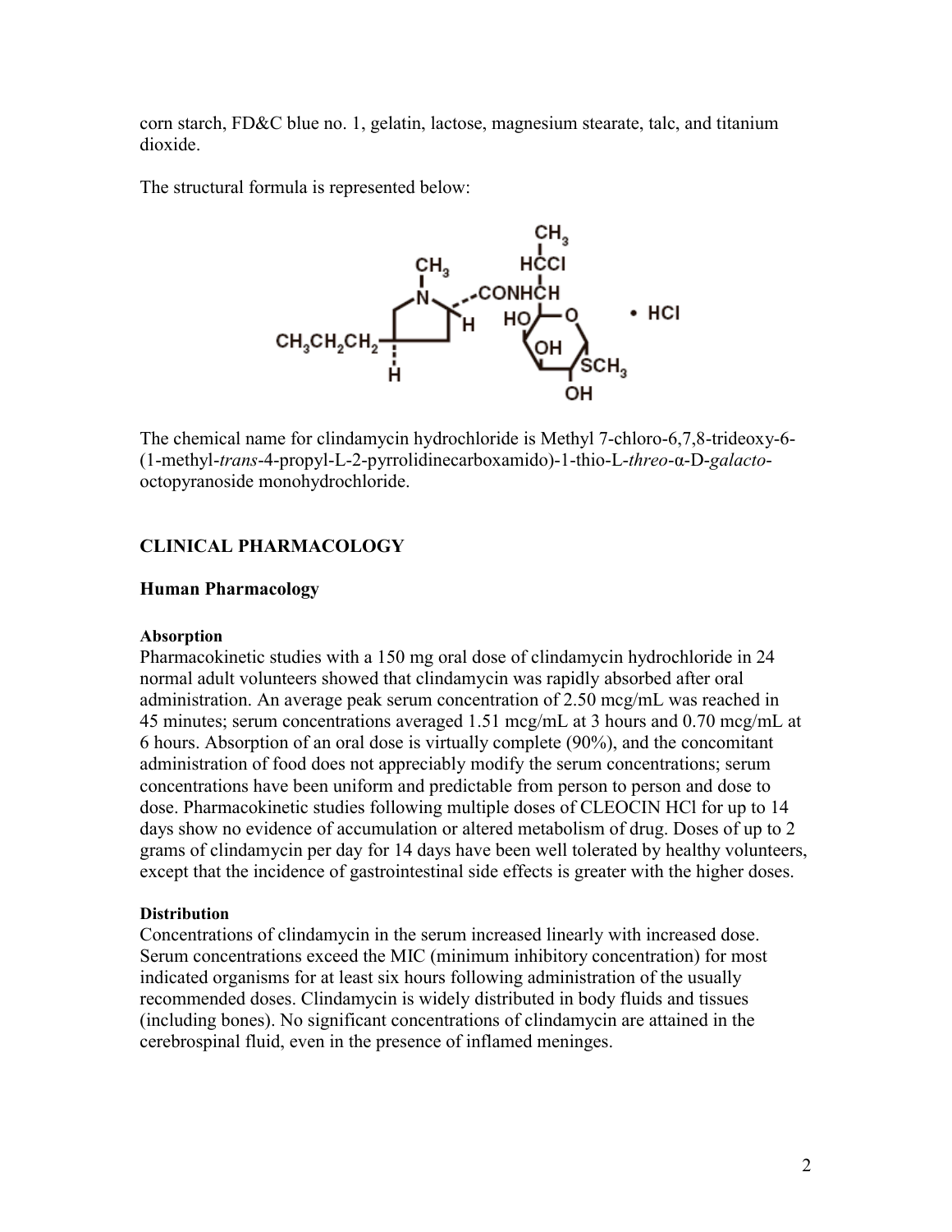corn starch, FD&C blue no. 1, gelatin, lactose, magnesium stearate, talc, and titanium dioxide.

The structural formula is represented below:

The chemical name for clindamycin hydrochloride is Methyl 7-chloro-6,7,8-trideoxy-6-(1-methyl-*trans*-4-propyl-L-2-pyrrolidinecarboxamido)-1-thio-L-*threo*-α-D-*galacto*-octopyranoside monohydrochloride.

## CLINICAL PHARMACOLOGY

### Human Pharmacology

#### Absorption

Pharmacokinetic studies with a 150 mg oral dose of clindamycin hydrochloride in 24 normal adult volunteers showed that clindamycin was rapidly absorbed after oral administration. An average peak serum concentration of 2.50 mcg/mL was reached in 45 minutes; serum concentrations averaged 1.51 mcg/mL at 3 hours and 0.70 mcg/mL at 6 hours. Absorption of an oral dose is virtually complete (90%), and the concomitant administration of food does not appreciably modify the serum concentrations; serum concentrations have been uniform and predictable from person to person and dose to dose. Pharmacokinetic studies following multiple doses of CLEOCIN HCl for up to 14 days show no evidence of accumulation or altered metabolism of drug. Doses of up to 2 grams of clindamycin per day for 14 days have been well tolerated by healthy volunteers, except that the incidence of gastrointestinal side effects is greater with the higher doses.

#### Distribution

Concentrations of clindamycin in the serum increased linearly with increased dose. Serum concentrations exceed the MIC (minimum inhibitory concentration) for most indicated organisms for at least six hours following administration of the usually recommended doses. Clindamycin is widely distributed in body fluids and tissues (including bones). No significant concentrations of clindamycin are attained in the cerebrospinal fluid, even in the presence of inflamed meninges.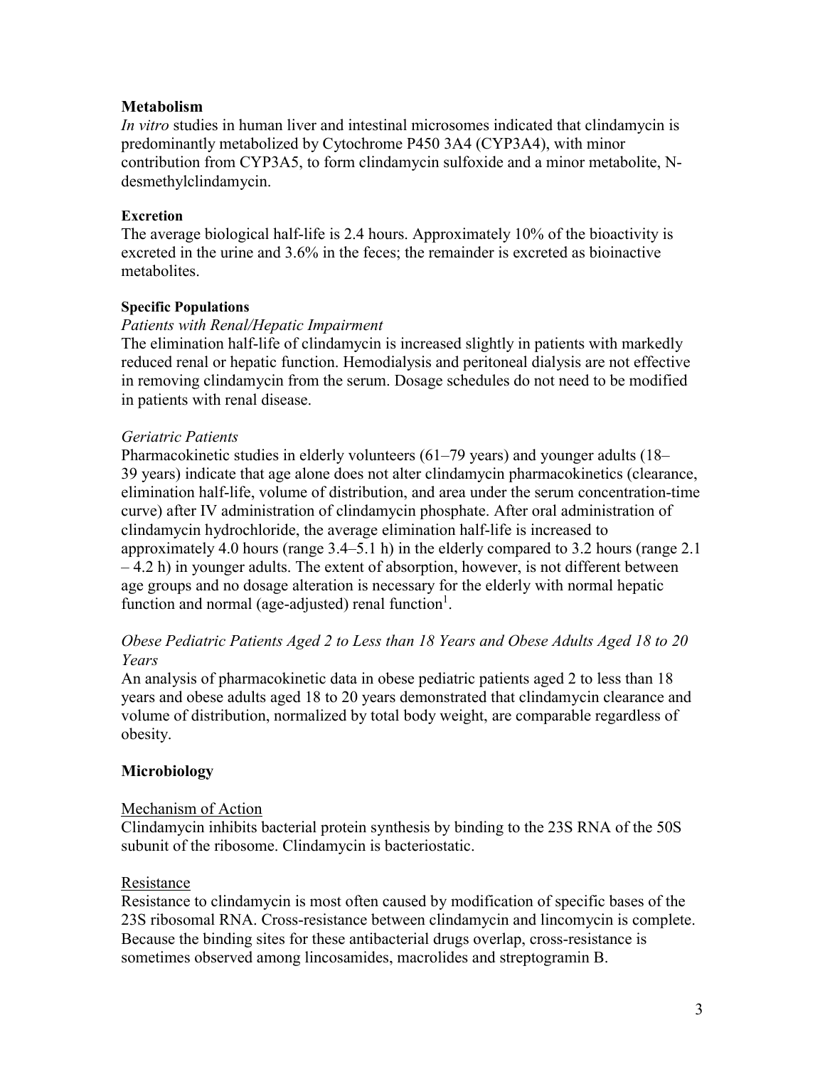## Metabolism

*In vitro* studies in human liver and intestinal microsomes indicated that clindamycin is predominantly metabolized by Cytochrome P450 3A4 (CYP3A4), with minor contribution from CYP3A5, to form clindamycin sulfoxide and a minor metabolite, N-desmethylclindamycin.

### Excretion

The average biological half-life is 2.4 hours. Approximately 10% of the bioactivity is excreted in the urine and 3.6% in the feces; the remainder is excreted as bioinactive metabolites.

### Specific Populations

*Patients with Renal/Hepatic Impairment*

The elimination half-life of clindamycin is increased slightly in patients with markedly reduced renal or hepatic function. Hemodialysis and peritoneal dialysis are not effective in removing clindamycin from the serum. Dosage schedules do not need to be modified in patients with renal disease.

*Geriatric Patients*

Pharmacokinetic studies in elderly volunteers (61–79 years) and younger adults (18–39 years) indicate that age alone does not alter clindamycin pharmacokinetics (clearance, elimination half-life, volume of distribution, and area under the serum concentration-time curve) after IV administration of clindamycin phosphate. After oral administration of clindamycin hydrochloride, the average elimination half-life is increased to approximately 4.0 hours (range 3.4–5.1 h) in the elderly compared to 3.2 hours (range 2.1 – 4.2 h) in younger adults. The extent of absorption, however, is not different between age groups and no dosage alteration is necessary for the elderly with normal hepatic function and normal (age-adjusted) renal function[1].

*Obese Pediatric Patients Aged 2 to Less than 18 Years and Obese Adults Aged 18 to 20 Years*

An analysis of pharmacokinetic data in obese pediatric patients aged 2 to less than 18 years and obese adults aged 18 to 20 years demonstrated that clindamycin clearance and volume of distribution, normalized by total body weight, are comparable regardless of obesity.

## Microbiology

Mechanism of Action

Clindamycin inhibits bacterial protein synthesis by binding to the 23S RNA of the 50S subunit of the ribosome. Clindamycin is bacteriostatic.

Resistance

Resistance to clindamycin is most often caused by modification of specific bases of the 23S ribosomal RNA. Cross-resistance between clindamycin and lincomycin is complete. Because the binding sites for these antibacterial drugs overlap, cross-resistance is sometimes observed among lincosamides, macrolides and streptogramin B.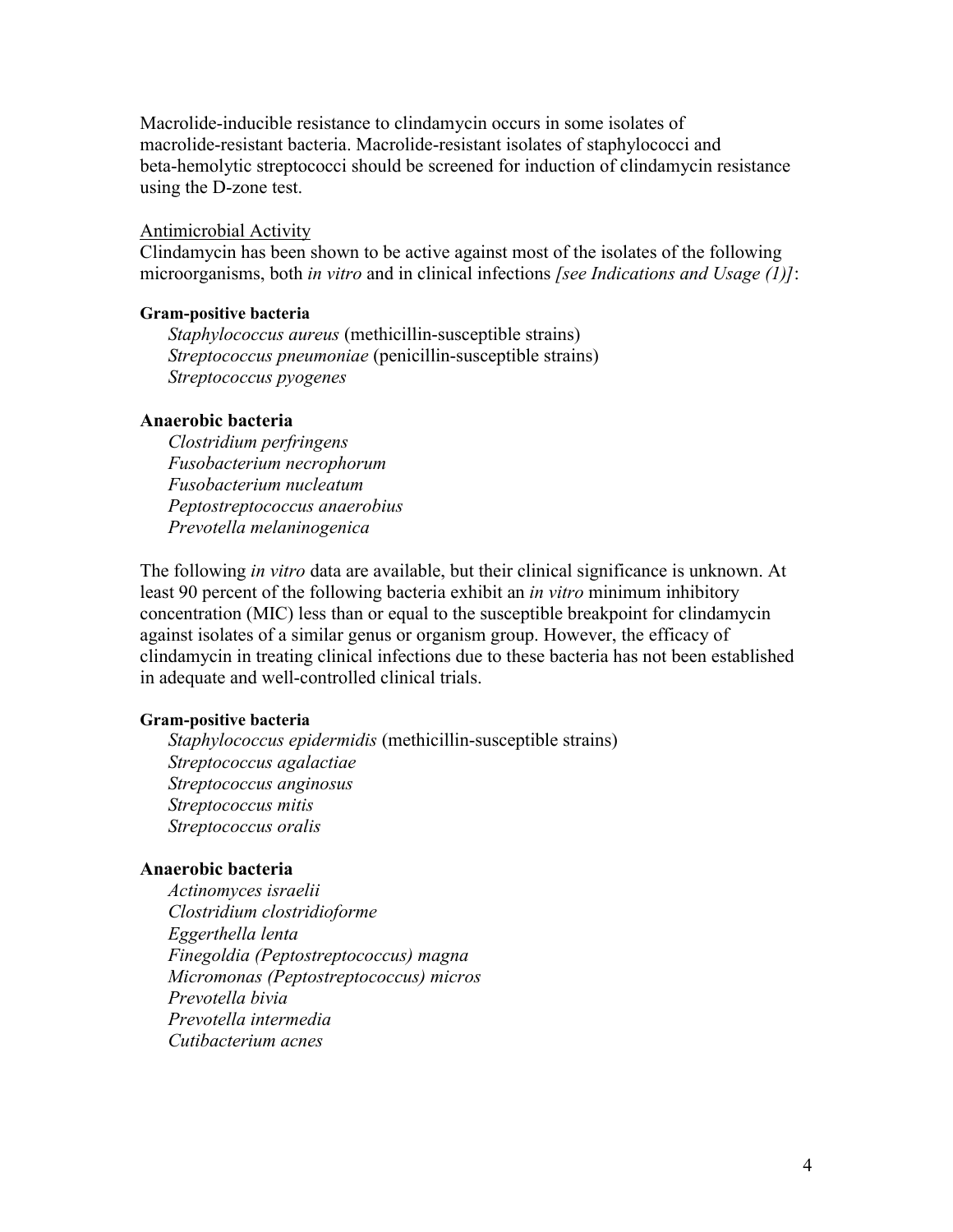Macrolide-inducible resistance to clindamycin occurs in some isolates of macrolide-resistant bacteria. Macrolide-resistant isolates of staphylococci and beta-hemolytic streptococci should be screened for induction of clindamycin resistance using the D-zone test.

Antimicrobial Activity

Clindamycin has been shown to be active against most of the isolates of the following microorganisms, both *in vitro* and in clinical infections *[see Indications and Usage (1)]*:

**Gram-positive bacteria**

*Staphylococcus aureus* (methicillin-susceptible strains)
*Streptococcus pneumoniae* (penicillin-susceptible strains)
*Streptococcus pyogenes*

**Anaerobic bacteria**

*Clostridium perfringens*
*Fusobacterium necrophorum*
*Fusobacterium nucleatum*
*Peptostreptococcus anaerobius*
*Prevotella melaninogenica*

The following *in vitro* data are available, but their clinical significance is unknown. At least 90 percent of the following bacteria exhibit an *in vitro* minimum inhibitory concentration (MIC) less than or equal to the susceptible breakpoint for clindamycin against isolates of a similar genus or organism group. However, the efficacy of clindamycin in treating clinical infections due to these bacteria has not been established in adequate and well-controlled clinical trials.

**Gram-positive bacteria**

*Staphylococcus epidermidis* (methicillin-susceptible strains)
*Streptococcus agalactiae*
*Streptococcus anginosus*
*Streptococcus mitis*
*Streptococcus oralis*

**Anaerobic bacteria**

*Actinomyces israelii*
*Clostridium clostridioforme*
*Eggerthella lenta*
*Finegoldia (Peptostreptococcus) magna*
*Micromonas (Peptostreptococcus) micros*
*Prevotella bivia*
*Prevotella intermedia*
*Cutibacterium acnes*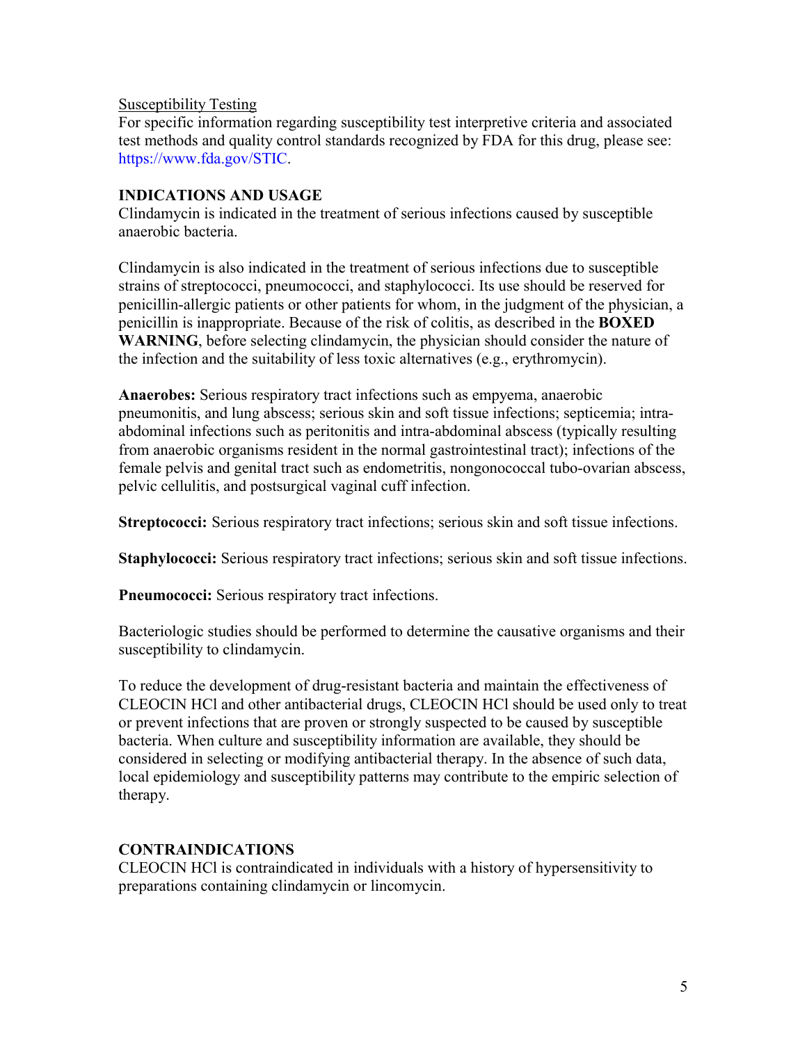Susceptibility Testing

For specific information regarding susceptibility test interpretive criteria and associated test methods and quality control standards recognized by FDA for this drug, please see: https://www.fda.gov/STIC.

## INDICATIONS AND USAGE

Clindamycin is indicated in the treatment of serious infections caused by susceptible anaerobic bacteria.

Clindamycin is also indicated in the treatment of serious infections due to susceptible strains of streptococci, pneumococci, and staphylococci. Its use should be reserved for penicillin-allergic patients or other patients for whom, in the judgment of the physician, a penicillin is inappropriate. Because of the risk of colitis, as described in the **BOXED WARNING**, before selecting clindamycin, the physician should consider the nature of the infection and the suitability of less toxic alternatives (e.g., erythromycin).

**Anaerobes:** Serious respiratory tract infections such as empyema, anaerobic pneumonitis, and lung abscess; serious skin and soft tissue infections; septicemia; intra-abdominal infections such as peritonitis and intra-abdominal abscess (typically resulting from anaerobic organisms resident in the normal gastrointestinal tract); infections of the female pelvis and genital tract such as endometritis, nongonococcal tubo-ovarian abscess, pelvic cellulitis, and postsurgical vaginal cuff infection.

**Streptococci:** Serious respiratory tract infections; serious skin and soft tissue infections.

**Staphylococci:** Serious respiratory tract infections; serious skin and soft tissue infections.

**Pneumococci:** Serious respiratory tract infections.

Bacteriologic studies should be performed to determine the causative organisms and their susceptibility to clindamycin.

To reduce the development of drug-resistant bacteria and maintain the effectiveness of CLEOCIN HCl and other antibacterial drugs, CLEOCIN HCl should be used only to treat or prevent infections that are proven or strongly suspected to be caused by susceptible bacteria. When culture and susceptibility information are available, they should be considered in selecting or modifying antibacterial therapy. In the absence of such data, local epidemiology and susceptibility patterns may contribute to the empiric selection of therapy.

## CONTRAINDICATIONS

CLEOCIN HCl is contraindicated in individuals with a history of hypersensitivity to preparations containing clindamycin or lincomycin.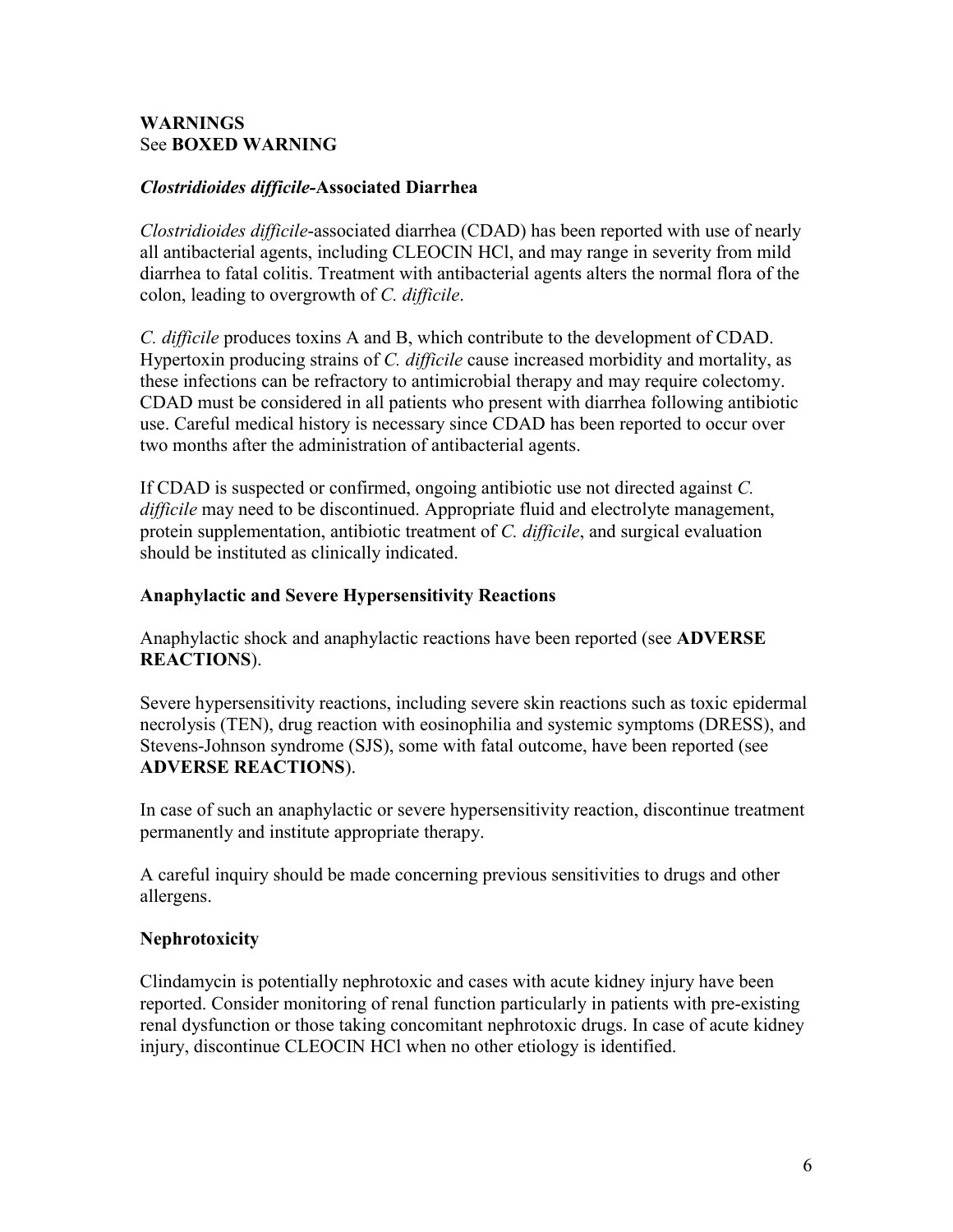## WARNINGS
See **BOXED WARNING**

### *Clostridioides difficile*-Associated Diarrhea

*Clostridioides difficile*-associated diarrhea (CDAD) has been reported with use of nearly all antibacterial agents, including CLEOCIN HCl, and may range in severity from mild diarrhea to fatal colitis. Treatment with antibacterial agents alters the normal flora of the colon, leading to overgrowth of *C. difficile*.

*C. difficile* produces toxins A and B, which contribute to the development of CDAD. Hypertoxin producing strains of *C. difficile* cause increased morbidity and mortality, as these infections can be refractory to antimicrobial therapy and may require colectomy. CDAD must be considered in all patients who present with diarrhea following antibiotic use. Careful medical history is necessary since CDAD has been reported to occur over two months after the administration of antibacterial agents.

If CDAD is suspected or confirmed, ongoing antibiotic use not directed against *C. difficile* may need to be discontinued. Appropriate fluid and electrolyte management, protein supplementation, antibiotic treatment of *C. difficile*, and surgical evaluation should be instituted as clinically indicated.

### Anaphylactic and Severe Hypersensitivity Reactions

Anaphylactic shock and anaphylactic reactions have been reported (see **ADVERSE REACTIONS**).

Severe hypersensitivity reactions, including severe skin reactions such as toxic epidermal necrolysis (TEN), drug reaction with eosinophilia and systemic symptoms (DRESS), and Stevens-Johnson syndrome (SJS), some with fatal outcome, have been reported (see **ADVERSE REACTIONS**).

In case of such an anaphylactic or severe hypersensitivity reaction, discontinue treatment permanently and institute appropriate therapy.

A careful inquiry should be made concerning previous sensitivities to drugs and other allergens.

### Nephrotoxicity

Clindamycin is potentially nephrotoxic and cases with acute kidney injury have been reported. Consider monitoring of renal function particularly in patients with pre-existing renal dysfunction or those taking concomitant nephrotoxic drugs. In case of acute kidney injury, discontinue CLEOCIN HCl when no other etiology is identified.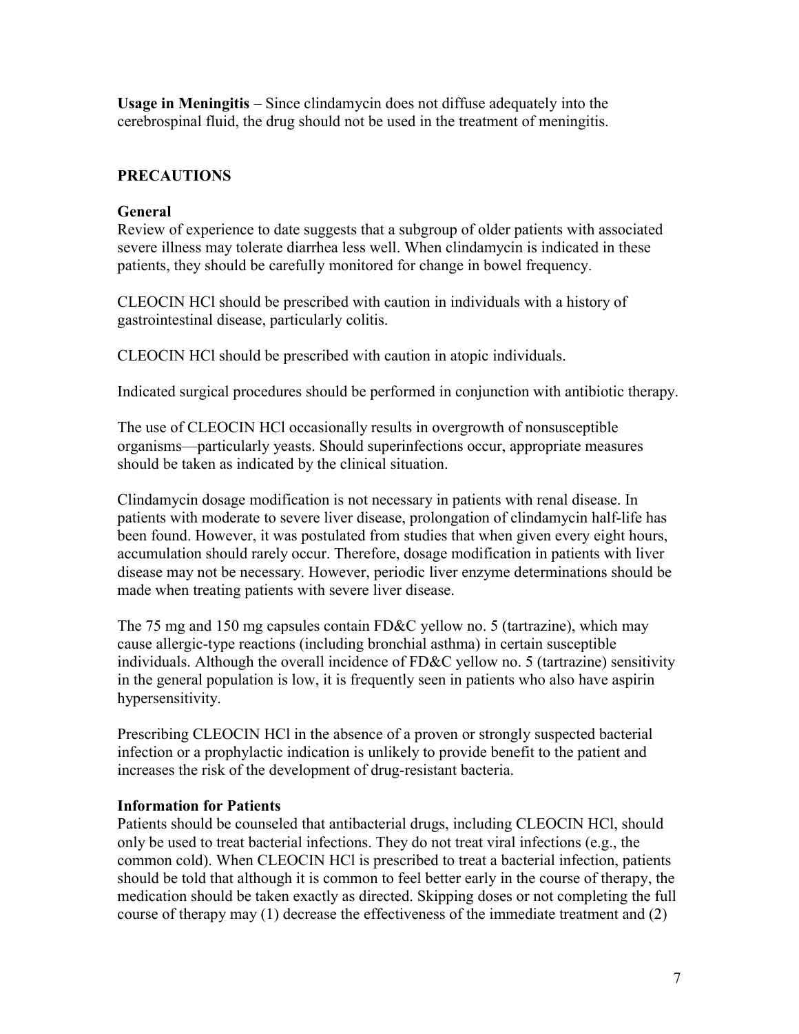**Usage in Meningitis** – Since clindamycin does not diffuse adequately into the cerebrospinal fluid, the drug should not be used in the treatment of meningitis.

## PRECAUTIONS

### General

Review of experience to date suggests that a subgroup of older patients with associated severe illness may tolerate diarrhea less well. When clindamycin is indicated in these patients, they should be carefully monitored for change in bowel frequency.

CLEOCIN HCl should be prescribed with caution in individuals with a history of gastrointestinal disease, particularly colitis.

CLEOCIN HCl should be prescribed with caution in atopic individuals.

Indicated surgical procedures should be performed in conjunction with antibiotic therapy.

The use of CLEOCIN HCl occasionally results in overgrowth of nonsusceptible organisms—particularly yeasts. Should superinfections occur, appropriate measures should be taken as indicated by the clinical situation.

Clindamycin dosage modification is not necessary in patients with renal disease. In patients with moderate to severe liver disease, prolongation of clindamycin half-life has been found. However, it was postulated from studies that when given every eight hours, accumulation should rarely occur. Therefore, dosage modification in patients with liver disease may not be necessary. However, periodic liver enzyme determinations should be made when treating patients with severe liver disease.

The 75 mg and 150 mg capsules contain FD&C yellow no. 5 (tartrazine), which may cause allergic-type reactions (including bronchial asthma) in certain susceptible individuals. Although the overall incidence of FD&C yellow no. 5 (tartrazine) sensitivity in the general population is low, it is frequently seen in patients who also have aspirin hypersensitivity.

Prescribing CLEOCIN HCl in the absence of a proven or strongly suspected bacterial infection or a prophylactic indication is unlikely to provide benefit to the patient and increases the risk of the development of drug-resistant bacteria.

### Information for Patients

Patients should be counseled that antibacterial drugs, including CLEOCIN HCl, should only be used to treat bacterial infections. They do not treat viral infections (e.g., the common cold). When CLEOCIN HCl is prescribed to treat a bacterial infection, patients should be told that although it is common to feel better early in the course of therapy, the medication should be taken exactly as directed. Skipping doses or not completing the full course of therapy may (1) decrease the effectiveness of the immediate treatment and (2)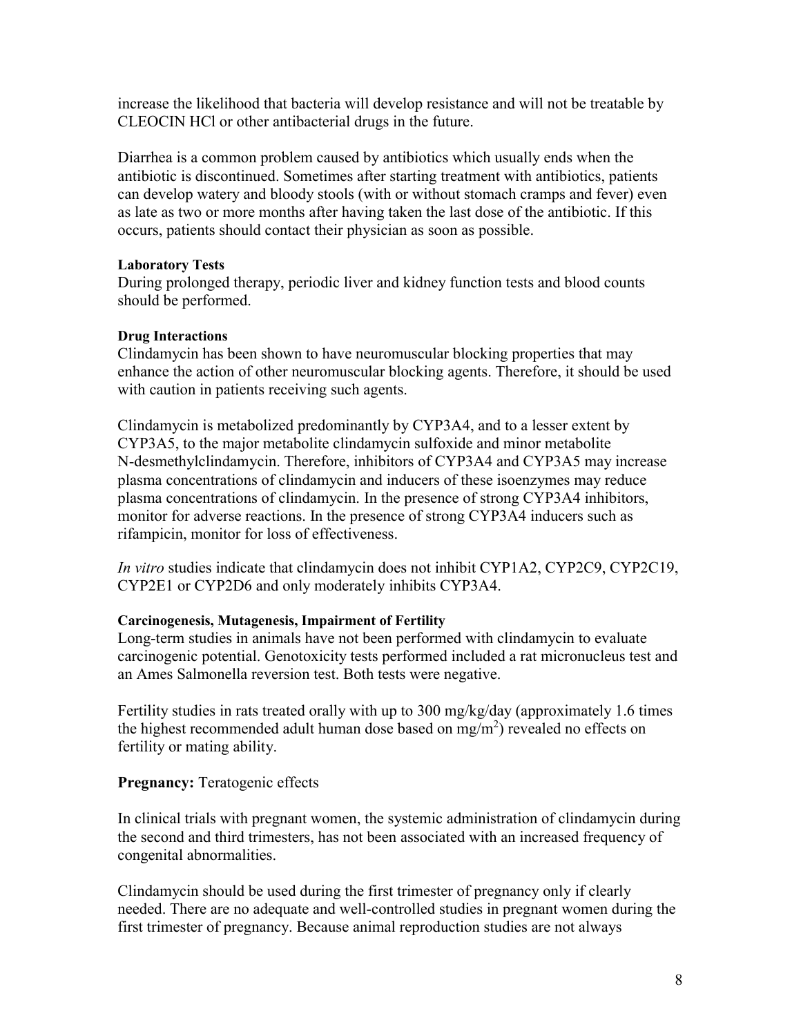increase the likelihood that bacteria will develop resistance and will not be treatable by CLEOCIN HCl or other antibacterial drugs in the future.

Diarrhea is a common problem caused by antibiotics which usually ends when the antibiotic is discontinued. Sometimes after starting treatment with antibiotics, patients can develop watery and bloody stools (with or without stomach cramps and fever) even as late as two or more months after having taken the last dose of the antibiotic. If this occurs, patients should contact their physician as soon as possible.

#### Laboratory Tests

During prolonged therapy, periodic liver and kidney function tests and blood counts should be performed.

#### Drug Interactions

Clindamycin has been shown to have neuromuscular blocking properties that may enhance the action of other neuromuscular blocking agents. Therefore, it should be used with caution in patients receiving such agents.

Clindamycin is metabolized predominantly by CYP3A4, and to a lesser extent by CYP3A5, to the major metabolite clindamycin sulfoxide and minor metabolite N-desmethylclindamycin. Therefore, inhibitors of CYP3A4 and CYP3A5 may increase plasma concentrations of clindamycin and inducers of these isoenzymes may reduce plasma concentrations of clindamycin. In the presence of strong CYP3A4 inhibitors, monitor for adverse reactions. In the presence of strong CYP3A4 inducers such as rifampicin, monitor for loss of effectiveness.

*In vitro* studies indicate that clindamycin does not inhibit CYP1A2, CYP2C9, CYP2C19, CYP2E1 or CYP2D6 and only moderately inhibits CYP3A4.

#### Carcinogenesis, Mutagenesis, Impairment of Fertility

Long-term studies in animals have not been performed with clindamycin to evaluate carcinogenic potential. Genotoxicity tests performed included a rat micronucleus test and an Ames Salmonella reversion test. Both tests were negative.

Fertility studies in rats treated orally with up to 300 mg/kg/day (approximately 1.6 times the highest recommended adult human dose based on $mg/m^2$) revealed no effects on fertility or mating ability.

**Pregnancy:** Teratogenic effects

In clinical trials with pregnant women, the systemic administration of clindamycin during the second and third trimesters, has not been associated with an increased frequency of congenital abnormalities.

Clindamycin should be used during the first trimester of pregnancy only if clearly needed. There are no adequate and well-controlled studies in pregnant women during the first trimester of pregnancy. Because animal reproduction studies are not always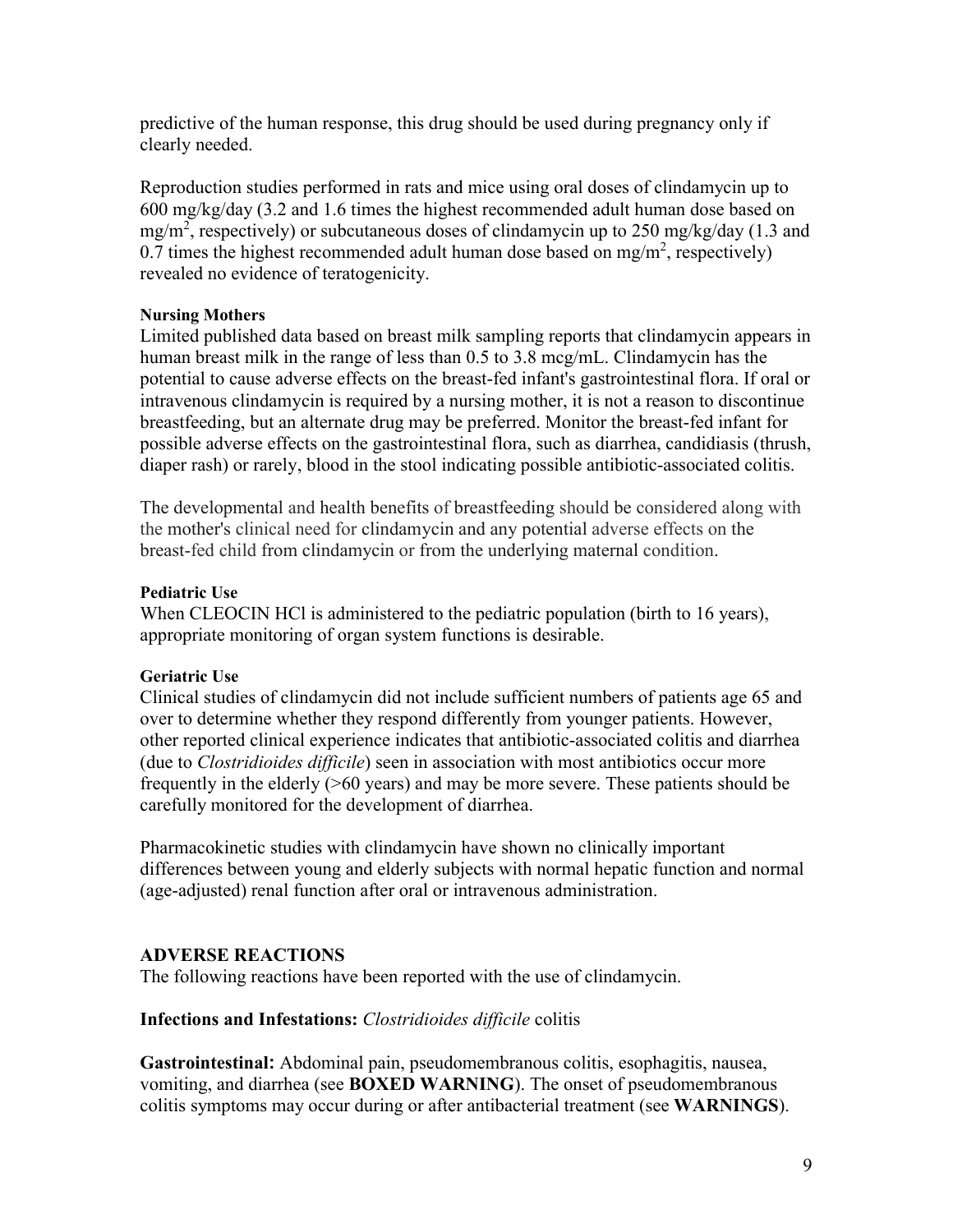predictive of the human response, this drug should be used during pregnancy only if clearly needed.

Reproduction studies performed in rats and mice using oral doses of clindamycin up to 600 mg/kg/day (3.2 and 1.6 times the highest recommended adult human dose based on $mg/m^2$, respectively) or subcutaneous doses of clindamycin up to 250 mg/kg/day (1.3 and 0.7 times the highest recommended adult human dose based on $mg/m^2$, respectively) revealed no evidence of teratogenicity.

#### Nursing Mothers

Limited published data based on breast milk sampling reports that clindamycin appears in human breast milk in the range of less than 0.5 to 3.8 mcg/mL. Clindamycin has the potential to cause adverse effects on the breast-fed infant's gastrointestinal flora. If oral or intravenous clindamycin is required by a nursing mother, it is not a reason to discontinue breastfeeding, but an alternate drug may be preferred. Monitor the breast-fed infant for possible adverse effects on the gastrointestinal flora, such as diarrhea, candidiasis (thrush, diaper rash) or rarely, blood in the stool indicating possible antibiotic-associated colitis.

The developmental and health benefits of breastfeeding should be considered along with the mother's clinical need for clindamycin and any potential adverse effects on the breast-fed child from clindamycin or from the underlying maternal condition.

#### Pediatric Use

When CLEOCIN HCl is administered to the pediatric population (birth to 16 years), appropriate monitoring of organ system functions is desirable.

#### Geriatric Use

Clinical studies of clindamycin did not include sufficient numbers of patients age 65 and over to determine whether they respond differently from younger patients. However, other reported clinical experience indicates that antibiotic-associated colitis and diarrhea (due to *Clostridioides difficile*) seen in association with most antibiotics occur more frequently in the elderly (>60 years) and may be more severe. These patients should be carefully monitored for the development of diarrhea.

Pharmacokinetic studies with clindamycin have shown no clinically important differences between young and elderly subjects with normal hepatic function and normal (age-adjusted) renal function after oral or intravenous administration.

## ADVERSE REACTIONS

The following reactions have been reported with the use of clindamycin.

**Infections and Infestations:** *Clostridioides difficile* colitis

**Gastrointestinal:** Abdominal pain, pseudomembranous colitis, esophagitis, nausea, vomiting, and diarrhea (see **BOXED WARNING**). The onset of pseudomembranous colitis symptoms may occur during or after antibacterial treatment (see **WARNINGS**).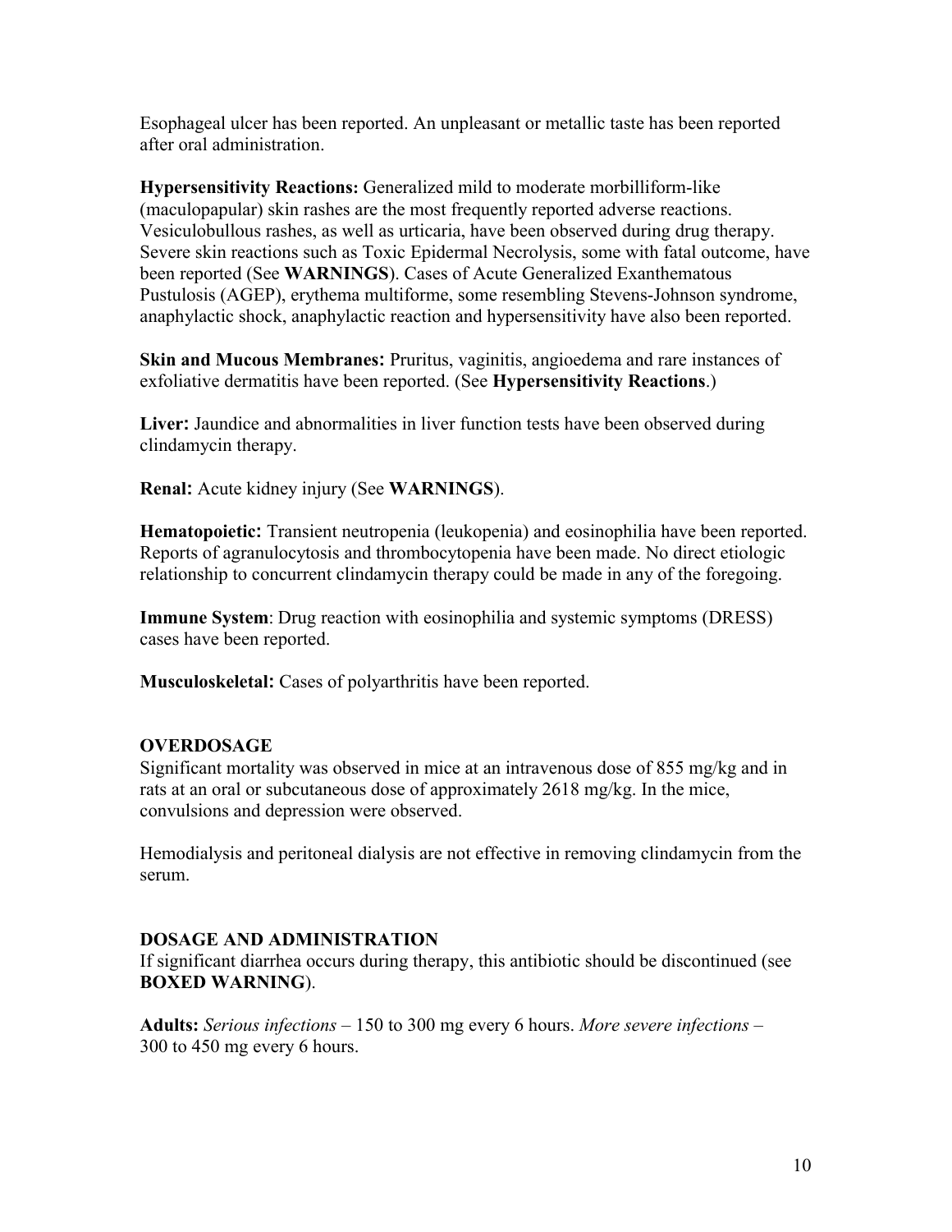Esophageal ulcer has been reported. An unpleasant or metallic taste has been reported after oral administration.

**Hypersensitivity Reactions:** Generalized mild to moderate morbilliform-like (maculopapular) skin rashes are the most frequently reported adverse reactions. Vesiculobullous rashes, as well as urticaria, have been observed during drug therapy. Severe skin reactions such as Toxic Epidermal Necrolysis, some with fatal outcome, have been reported (See **WARNINGS**). Cases of Acute Generalized Exanthematous Pustulosis (AGEP), erythema multiforme, some resembling Stevens-Johnson syndrome, anaphylactic shock, anaphylactic reaction and hypersensitivity have also been reported.

**Skin and Mucous Membranes:** Pruritus, vaginitis, angioedema and rare instances of exfoliative dermatitis have been reported. (See **Hypersensitivity Reactions**.)

**Liver:** Jaundice and abnormalities in liver function tests have been observed during clindamycin therapy.

**Renal:** Acute kidney injury (See **WARNINGS**).

**Hematopoietic:** Transient neutropenia (leukopenia) and eosinophilia have been reported. Reports of agranulocytosis and thrombocytopenia have been made. No direct etiologic relationship to concurrent clindamycin therapy could be made in any of the foregoing.

**Immune System**: Drug reaction with eosinophilia and systemic symptoms (DRESS) cases have been reported.

**Musculoskeletal:** Cases of polyarthritis have been reported.

## OVERDOSAGE

Significant mortality was observed in mice at an intravenous dose of 855 mg/kg and in rats at an oral or subcutaneous dose of approximately 2618 mg/kg. In the mice, convulsions and depression were observed.

Hemodialysis and peritoneal dialysis are not effective in removing clindamycin from the serum.

## DOSAGE AND ADMINISTRATION

If significant diarrhea occurs during therapy, this antibiotic should be discontinued (see **BOXED WARNING**).

**Adults:** *Serious infections* – 150 to 300 mg every 6 hours. *More severe infections* – 300 to 450 mg every 6 hours.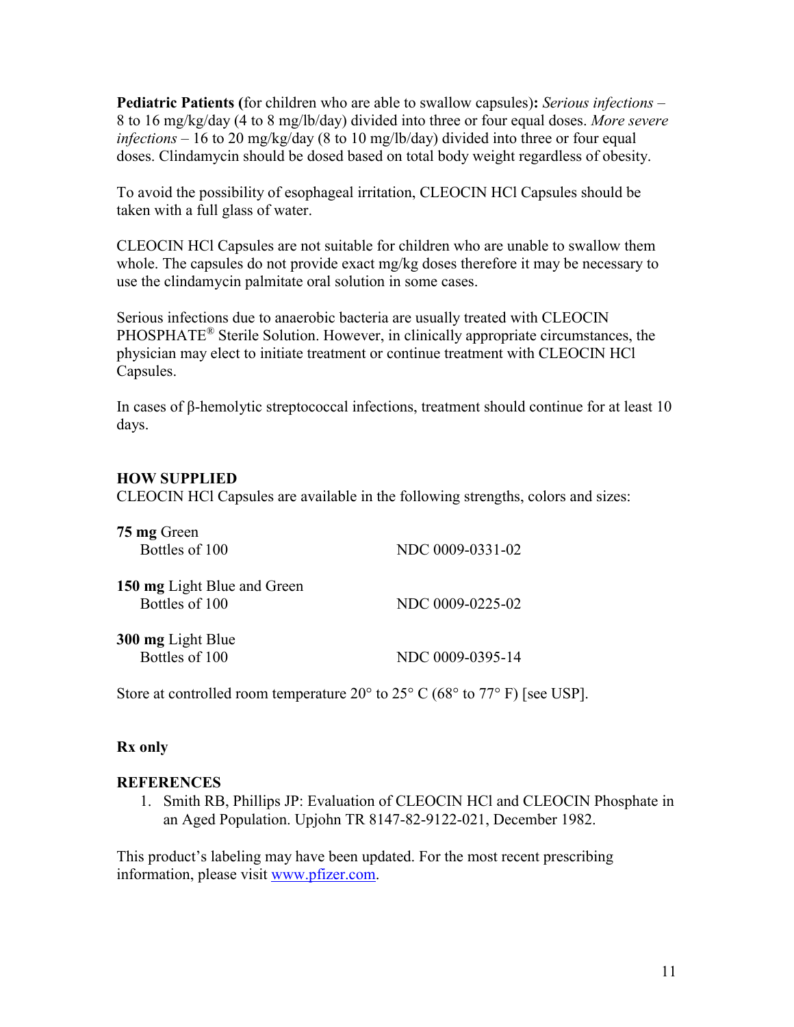**Pediatric Patients (**for children who are able to swallow capsules)**:** *Serious infections* – 8 to 16 mg/kg/day (4 to 8 mg/lb/day) divided into three or four equal doses. *More severe infections* – 16 to 20 mg/kg/day (8 to 10 mg/lb/day) divided into three or four equal doses. Clindamycin should be dosed based on total body weight regardless of obesity.

To avoid the possibility of esophageal irritation, CLEOCIN HCl Capsules should be taken with a full glass of water.

CLEOCIN HCl Capsules are not suitable for children who are unable to swallow them whole. The capsules do not provide exact mg/kg doses therefore it may be necessary to use the clindamycin palmitate oral solution in some cases.

Serious infections due to anaerobic bacteria are usually treated with CLEOCIN PHOSPHATE® Sterile Solution. However, in clinically appropriate circumstances, the physician may elect to initiate treatment or continue treatment with CLEOCIN HCl Capsules.

In cases of β-hemolytic streptococcal infections, treatment should continue for at least 10 days.

## HOW SUPPLIED

CLEOCIN HCl Capsules are available in the following strengths, colors and sizes:

**75 mg** Green
Bottles of 100 — NDC 0009-0331-02

**150 mg** Light Blue and Green
Bottles of 100 — NDC 0009-0225-02

**300 mg** Light Blue
Bottles of 100 — NDC 0009-0395-14

Store at controlled room temperature 20° to 25° C (68° to 77° F) [see USP].

**Rx only**

## REFERENCES

1. Smith RB, Phillips JP: Evaluation of CLEOCIN HCl and CLEOCIN Phosphate in an Aged Population. Upjohn TR 8147-82-9122-021, December 1982.

This product's labeling may have been updated. For the most recent prescribing information, please visit www.pfizer.com.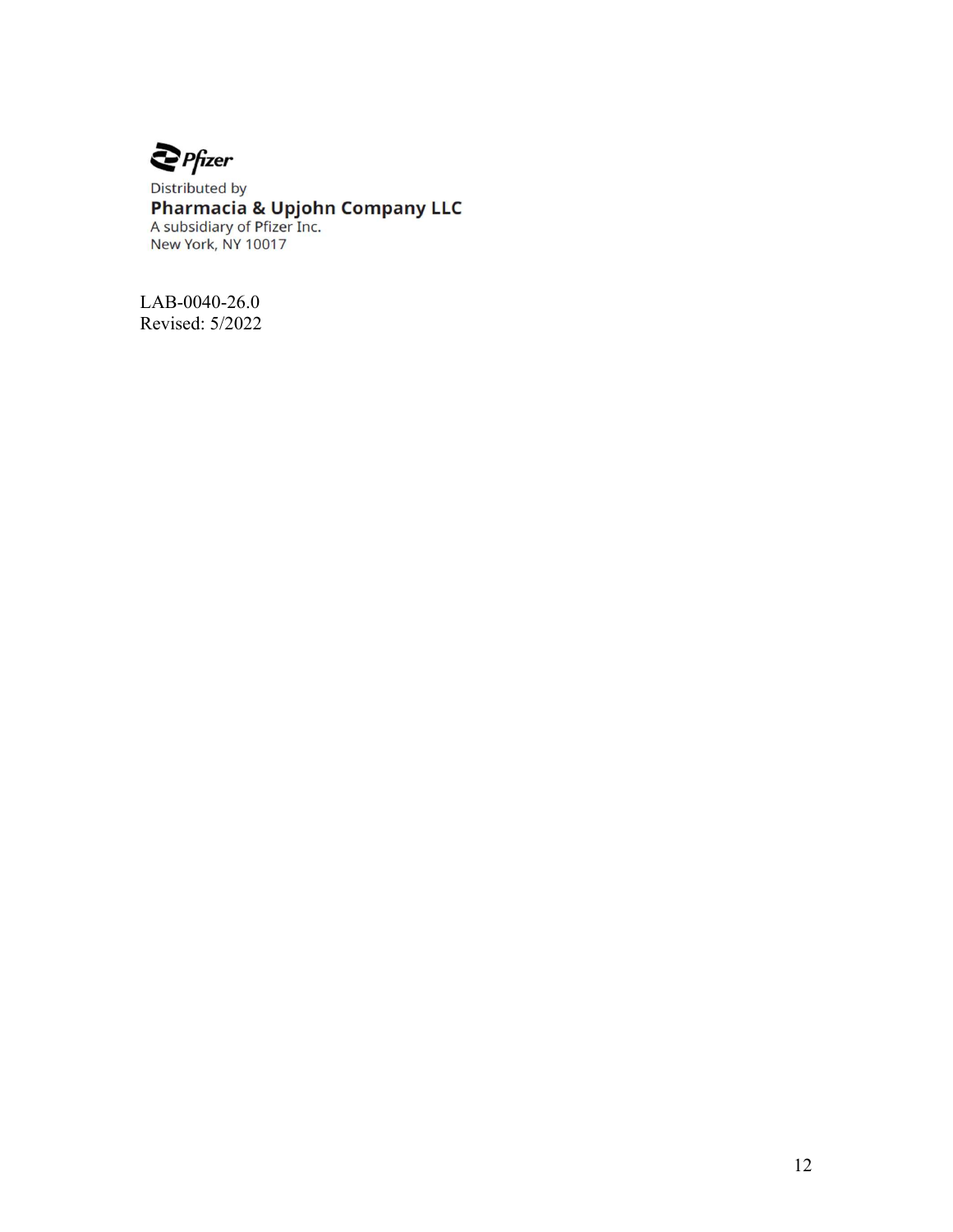Pfizer

Distributed by
**Pharmacia & Upjohn Company LLC**
A subsidiary of Pfizer Inc.
New York, NY 10017

LAB-0040-26.0
Revised: 5/2022